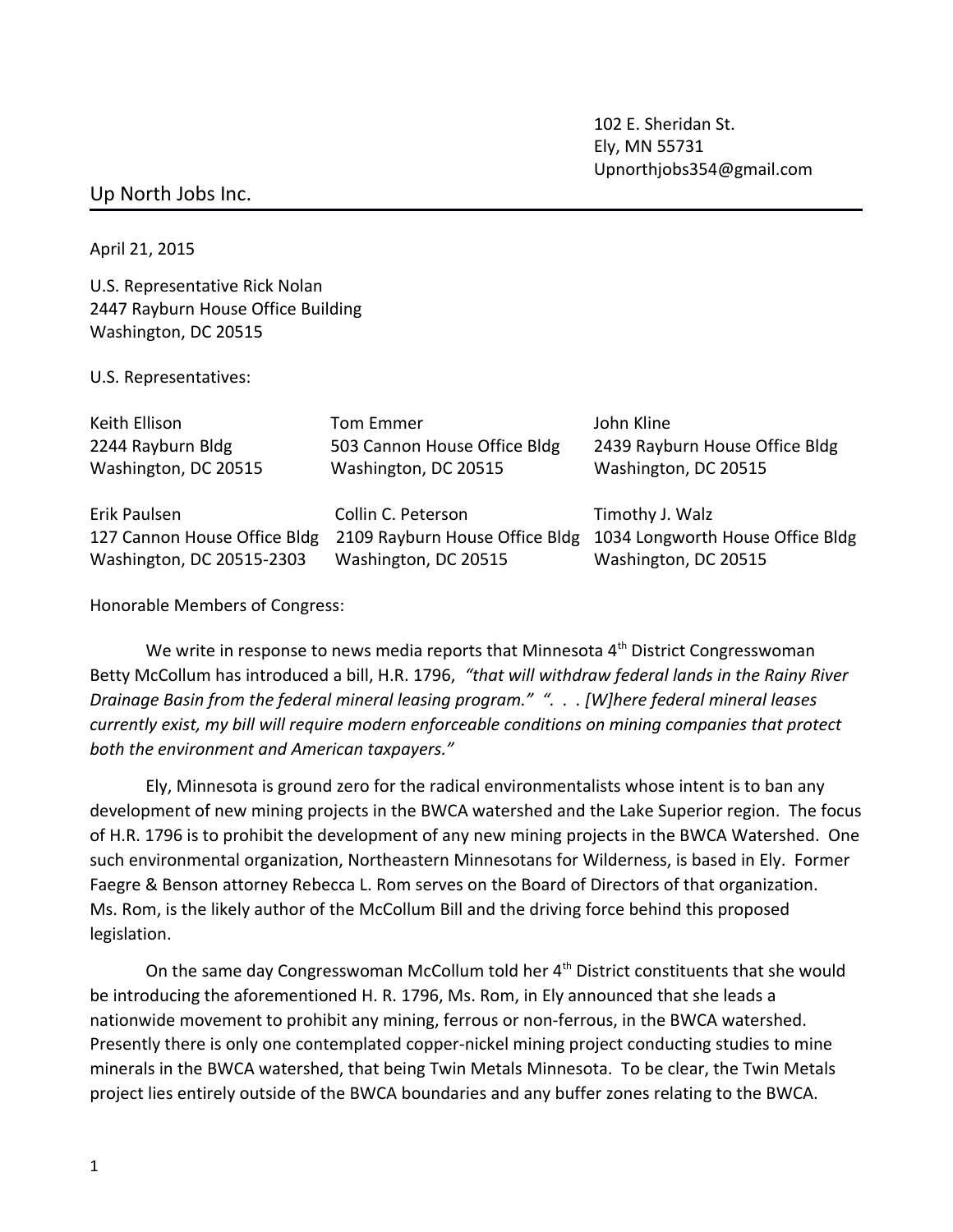102 E. Sheridan St.
Ely, MN 55731
Upnorthjobs354@gmail.com

Up North Jobs Inc.

---

April 21, 2015

U.S. Representative Rick Nolan
2447 Rayburn House Office Building
Washington, DC 20515

U.S. Representatives:

| | | |
|---|---|---|
| Keith Ellison<br>2244 Rayburn Bldg<br>Washington, DC 20515 | Tom Emmer<br>503 Cannon House Office Bldg<br>Washington, DC 20515 | John Kline<br>2439 Rayburn House Office Bldg<br>Washington, DC 20515 |
| Erik Paulsen<br>127 Cannon House Office Bldg<br>Washington, DC 20515-2303 | Collin C. Peterson<br>2109 Rayburn House Office Bldg<br>Washington, DC 20515 | Timothy J. Walz<br>1034 Longworth House Office Bldg<br>Washington, DC 20515 |

Honorable Members of Congress:

We write in response to news media reports that Minnesota 4th District Congresswoman Betty McCollum has introduced a bill, H.R. 1796, *"that will withdraw federal lands in the Rainy River Drainage Basin from the federal mineral leasing program." ". . . [W]here federal mineral leases currently exist, my bill will require modern enforceable conditions on mining companies that protect both the environment and American taxpayers."*

Ely, Minnesota is ground zero for the radical environmentalists whose intent is to ban any development of new mining projects in the BWCA watershed and the Lake Superior region. The focus of H.R. 1796 is to prohibit the development of any new mining projects in the BWCA Watershed. One such environmental organization, Northeastern Minnesotans for Wilderness, is based in Ely. Former Faegre & Benson attorney Rebecca L. Rom serves on the Board of Directors of that organization. Ms. Rom, is the likely author of the McCollum Bill and the driving force behind this proposed legislation.

On the same day Congresswoman McCollum told her 4th District constituents that she would be introducing the aforementioned H. R. 1796, Ms. Rom, in Ely announced that she leads a nationwide movement to prohibit any mining, ferrous or non-ferrous, in the BWCA watershed. Presently there is only one contemplated copper-nickel mining project conducting studies to mine minerals in the BWCA watershed, that being Twin Metals Minnesota. To be clear, the Twin Metals project lies entirely outside of the BWCA boundaries and any buffer zones relating to the BWCA.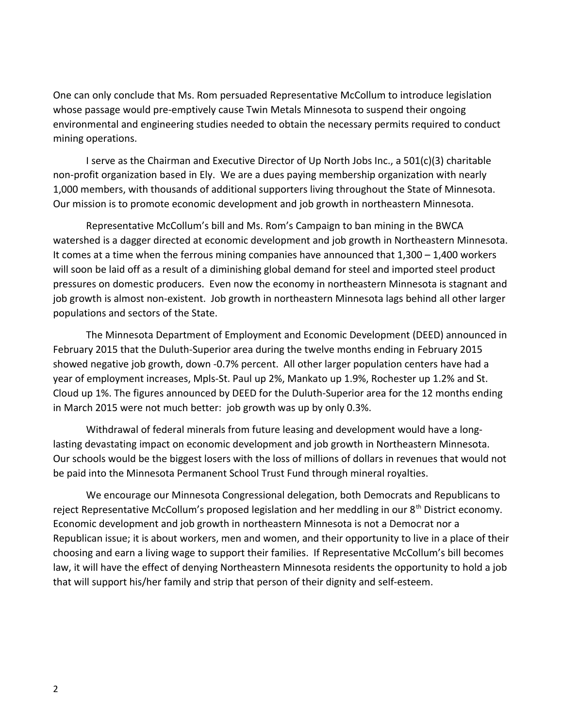One can only conclude that Ms. Rom persuaded Representative McCollum to introduce legislation whose passage would pre-emptively cause Twin Metals Minnesota to suspend their ongoing environmental and engineering studies needed to obtain the necessary permits required to conduct mining operations.

I serve as the Chairman and Executive Director of Up North Jobs Inc., a 501(c)(3) charitable non-profit organization based in Ely. We are a dues paying membership organization with nearly 1,000 members, with thousands of additional supporters living throughout the State of Minnesota. Our mission is to promote economic development and job growth in northeastern Minnesota.

Representative McCollum's bill and Ms. Rom's Campaign to ban mining in the BWCA watershed is a dagger directed at economic development and job growth in Northeastern Minnesota. It comes at a time when the ferrous mining companies have announced that 1,300 – 1,400 workers will soon be laid off as a result of a diminishing global demand for steel and imported steel product pressures on domestic producers. Even now the economy in northeastern Minnesota is stagnant and job growth is almost non-existent. Job growth in northeastern Minnesota lags behind all other larger populations and sectors of the State.

The Minnesota Department of Employment and Economic Development (DEED) announced in February 2015 that the Duluth-Superior area during the twelve months ending in February 2015 showed negative job growth, down -0.7% percent. All other larger population centers have had a year of employment increases, Mpls-St. Paul up 2%, Mankato up 1.9%, Rochester up 1.2% and St. Cloud up 1%. The figures announced by DEED for the Duluth-Superior area for the 12 months ending in March 2015 were not much better: job growth was up by only 0.3%.

Withdrawal of federal minerals from future leasing and development would have a long-lasting devastating impact on economic development and job growth in Northeastern Minnesota. Our schools would be the biggest losers with the loss of millions of dollars in revenues that would not be paid into the Minnesota Permanent School Trust Fund through mineral royalties.

We encourage our Minnesota Congressional delegation, both Democrats and Republicans to reject Representative McCollum's proposed legislation and her meddling in our 8th District economy. Economic development and job growth in northeastern Minnesota is not a Democrat nor a Republican issue; it is about workers, men and women, and their opportunity to live in a place of their choosing and earn a living wage to support their families. If Representative McCollum's bill becomes law, it will have the effect of denying Northeastern Minnesota residents the opportunity to hold a job that will support his/her family and strip that person of their dignity and self-esteem.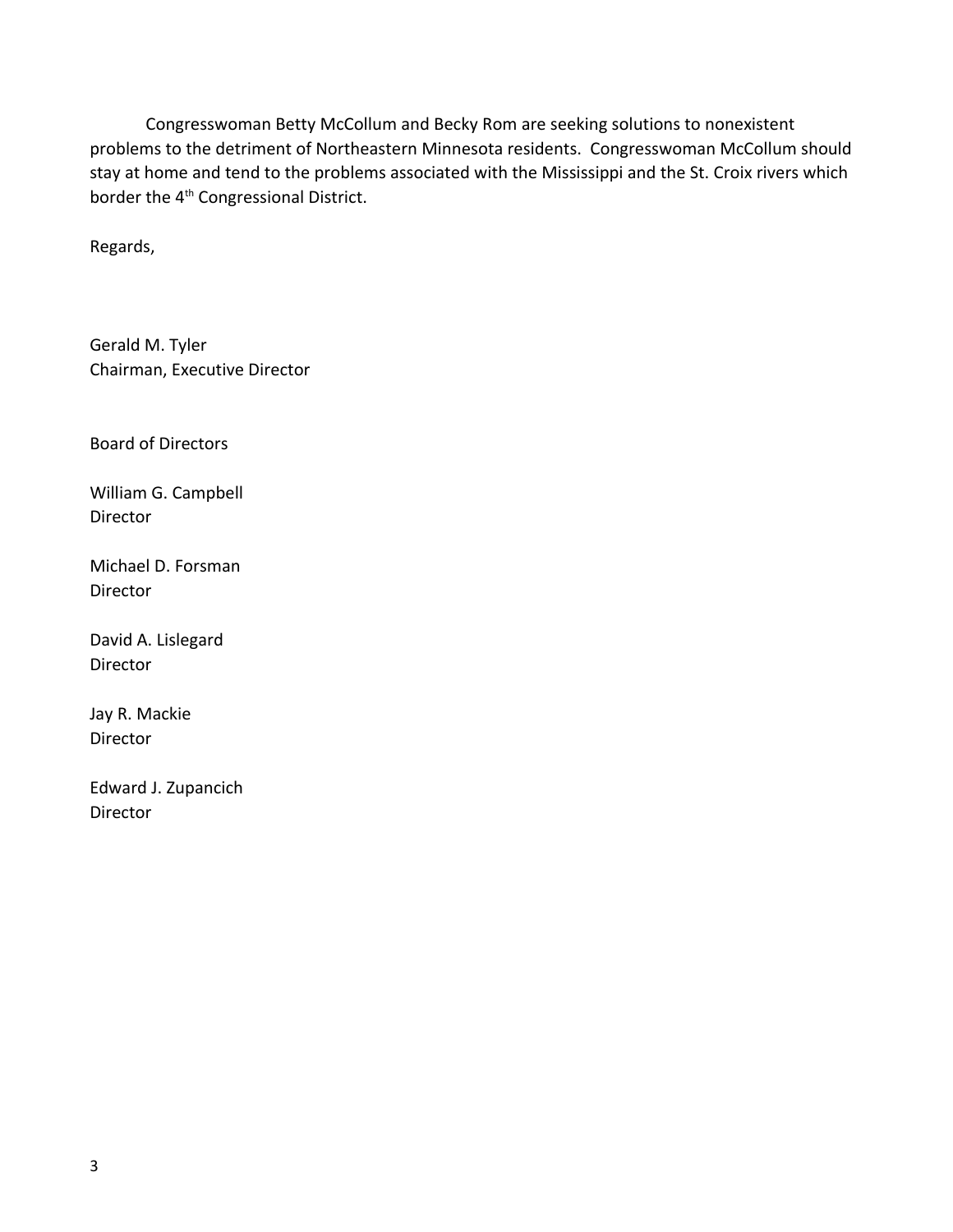Congresswoman Betty McCollum and Becky Rom are seeking solutions to nonexistent problems to the detriment of Northeastern Minnesota residents. Congresswoman McCollum should stay at home and tend to the problems associated with the Mississippi and the St. Croix rivers which border the 4th Congressional District.

Regards,

Gerald M. Tyler  
Chairman, Executive Director

Board of Directors

William G. Campbell  
Director

Michael D. Forsman  
Director

David A. Lislegard  
Director

Jay R. Mackie  
Director

Edward J. Zupancich  
Director